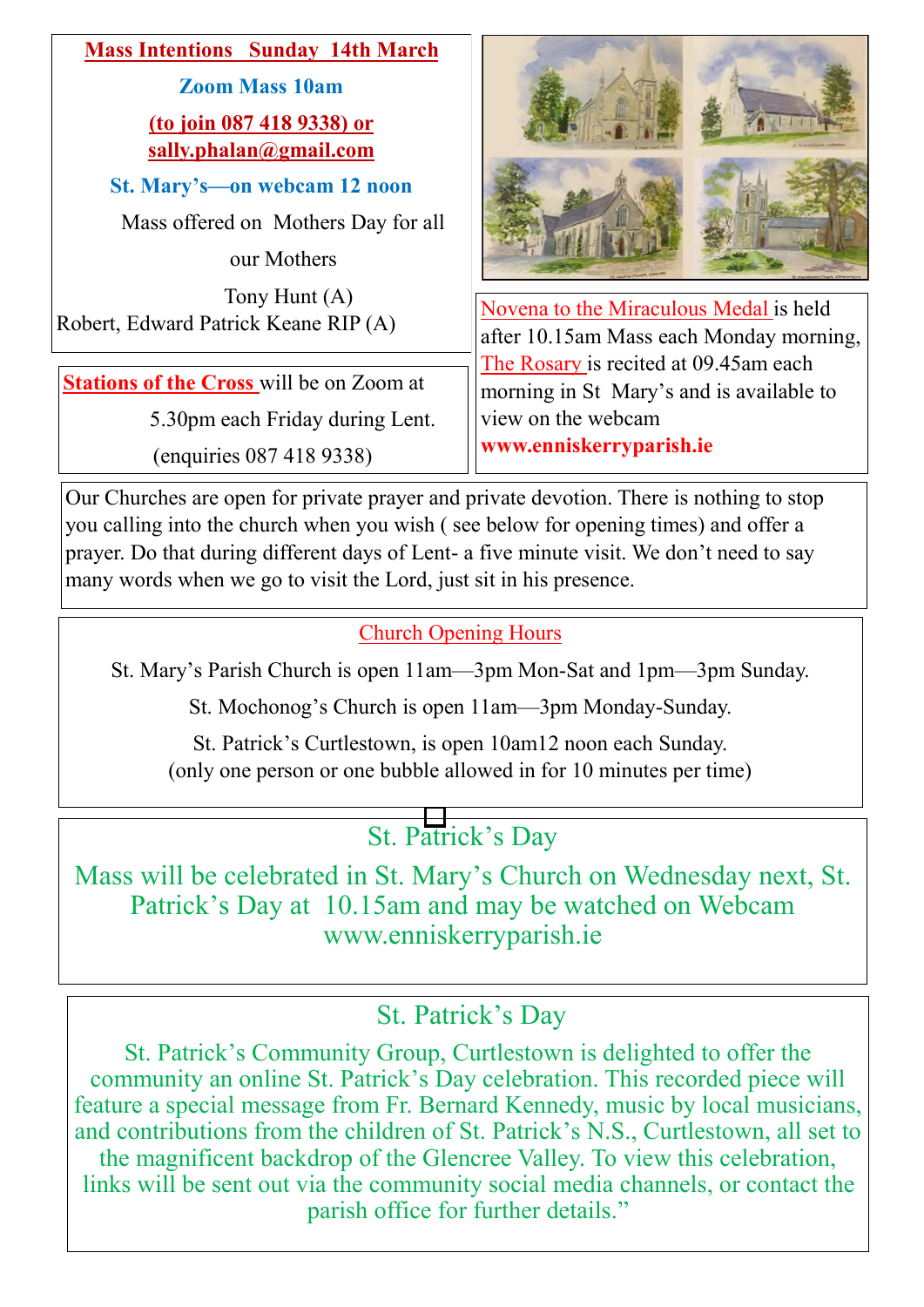**Mass Intentions Sunday 14th March**

**Zoom Mass 10am**

**(to join 087 418 9338) or sally.phalan@gmail.com**

**St. Mary's—on webcam 12 noon**

Mass offered on Mothers Day for all our Mothers

Tony Hunt (A)
Robert, Edward Patrick Keane RIP (A)

**Stations of the Cross** will be on Zoom at 5.30pm each Friday during Lent.
(enquiries 087 418 9338)

Novena to the Miraculous Medal is held after 10.15am Mass each Monday morning, The Rosary is recited at 09.45am each morning in St Mary's and is available to view on the webcam **www.enniskerryparish.ie**

Our Churches are open for private prayer and private devotion. There is nothing to stop you calling into the church when you wish ( see below for opening times) and offer a prayer. Do that during different days of Lent- a five minute visit. We don't need to say many words when we go to visit the Lord, just sit in his presence.

## Church Opening Hours

St. Mary's Parish Church is open 11am—3pm Mon-Sat and 1pm—3pm Sunday.

St. Mochonog's Church is open 11am—3pm Monday-Sunday.

St. Patrick's Curtlestown, is open 10am12 noon each Sunday.
(only one person or one bubble allowed in for 10 minutes per time)

## St. Patrick's Day

Mass will be celebrated in St. Mary's Church on Wednesday next, St. Patrick's Day at 10.15am and may be watched on Webcam www.enniskerryparish.ie

## St. Patrick's Day

St. Patrick's Community Group, Curtlestown is delighted to offer the community an online St. Patrick's Day celebration. This recorded piece will feature a special message from Fr. Bernard Kennedy, music by local musicians, and contributions from the children of St. Patrick's N.S., Curtlestown, all set to the magnificent backdrop of the Glencree Valley. To view this celebration, links will be sent out via the community social media channels, or contact the parish office for further details."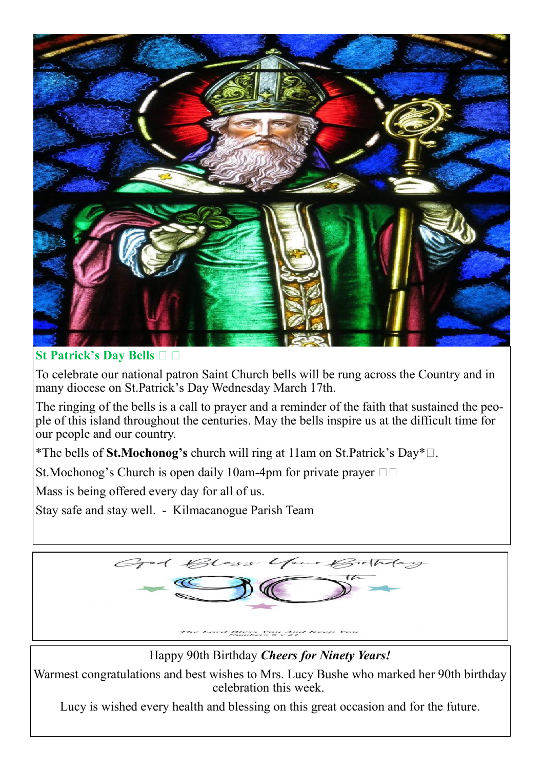## St Patrick's Day Bells

To celebrate our national patron Saint Church bells will be rung across the Country and in many diocese on St.Patrick's Day Wednesday March 17th.

The ringing of the bells is a call to prayer and a reminder of the faith that sustained the people of this island throughout the centuries. May the bells inspire us at the difficult time for our people and our country.

*The bells of **St.Mochonog's** church will ring at 11am on St.Patrick's Day*.

St.Mochonog's Church is open daily 10am-4pm for private prayer

Mass is being offered every day for all of us.

Stay safe and stay well. - Kilmacanogue Parish Team

God Bless Your Birthday

90th

The Lord Bless You And Keep You
Numbers 6 v 24

Happy 90th Birthday ***Cheers for Ninety Years!***

Warmest congratulations and best wishes to Mrs. Lucy Bushe who marked her 90th birthday celebration this week.

Lucy is wished every health and blessing on this great occasion and for the future.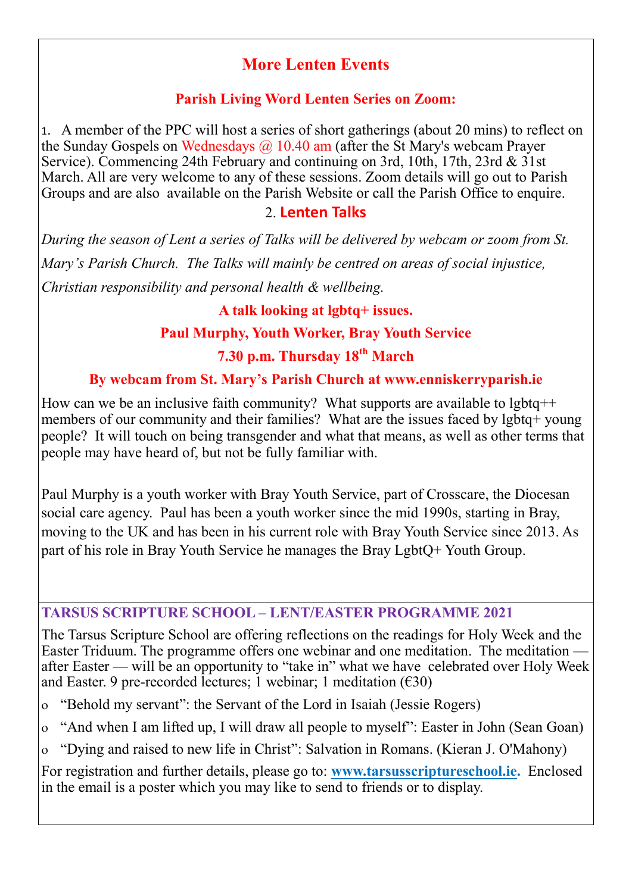# More Lenten Events

## Parish Living Word Lenten Series on Zoom:

1. A member of the PPC will host a series of short gatherings (about 20 mins) to reflect on the Sunday Gospels on Wednesdays @ 10.40 am (after the St Mary's webcam Prayer Service). Commencing 24th February and continuing on 3rd, 10th, 17th, 23rd & 31st March. All are very welcome to any of these sessions. Zoom details will go out to Parish Groups and are also available on the Parish Website or call the Parish Office to enquire.

## 2. Lenten Talks

*During the season of Lent a series of Talks will be delivered by webcam or zoom from St. Mary's Parish Church. The Talks will mainly be centred on areas of social injustice, Christian responsibility and personal health & wellbeing.*

**A talk looking at lgbtq+ issues.**

**Paul Murphy, Youth Worker, Bray Youth Service**

**7.30 p.m. Thursday 18th March**

**By webcam from St. Mary's Parish Church at www.enniskerryparish.ie**

How can we be an inclusive faith community? What supports are available to lgbtq++ members of our community and their families? What are the issues faced by lgbtq+ young people? It will touch on being transgender and what that means, as well as other terms that people may have heard of, but not be fully familiar with.

Paul Murphy is a youth worker with Bray Youth Service, part of Crosscare, the Diocesan social care agency. Paul has been a youth worker since the mid 1990s, starting in Bray, moving to the UK and has been in his current role with Bray Youth Service since 2013. As part of his role in Bray Youth Service he manages the Bray LgbtQ+ Youth Group.

## TARSUS SCRIPTURE SCHOOL – LENT/EASTER PROGRAMME 2021

The Tarsus Scripture School are offering reflections on the readings for Holy Week and the Easter Triduum. The programme offers one webinar and one meditation. The meditation — after Easter — will be an opportunity to "take in" what we have celebrated over Holy Week and Easter. 9 pre-recorded lectures; 1 webinar; 1 meditation (€30)

- "Behold my servant": the Servant of the Lord in Isaiah (Jessie Rogers)
- "And when I am lifted up, I will draw all people to myself": Easter in John (Sean Goan)
- "Dying and raised to new life in Christ": Salvation in Romans. (Kieran J. O'Mahony)

For registration and further details, please go to: **www.tarsusscriptureschool.ie.** Enclosed in the email is a poster which you may like to send to friends or to display.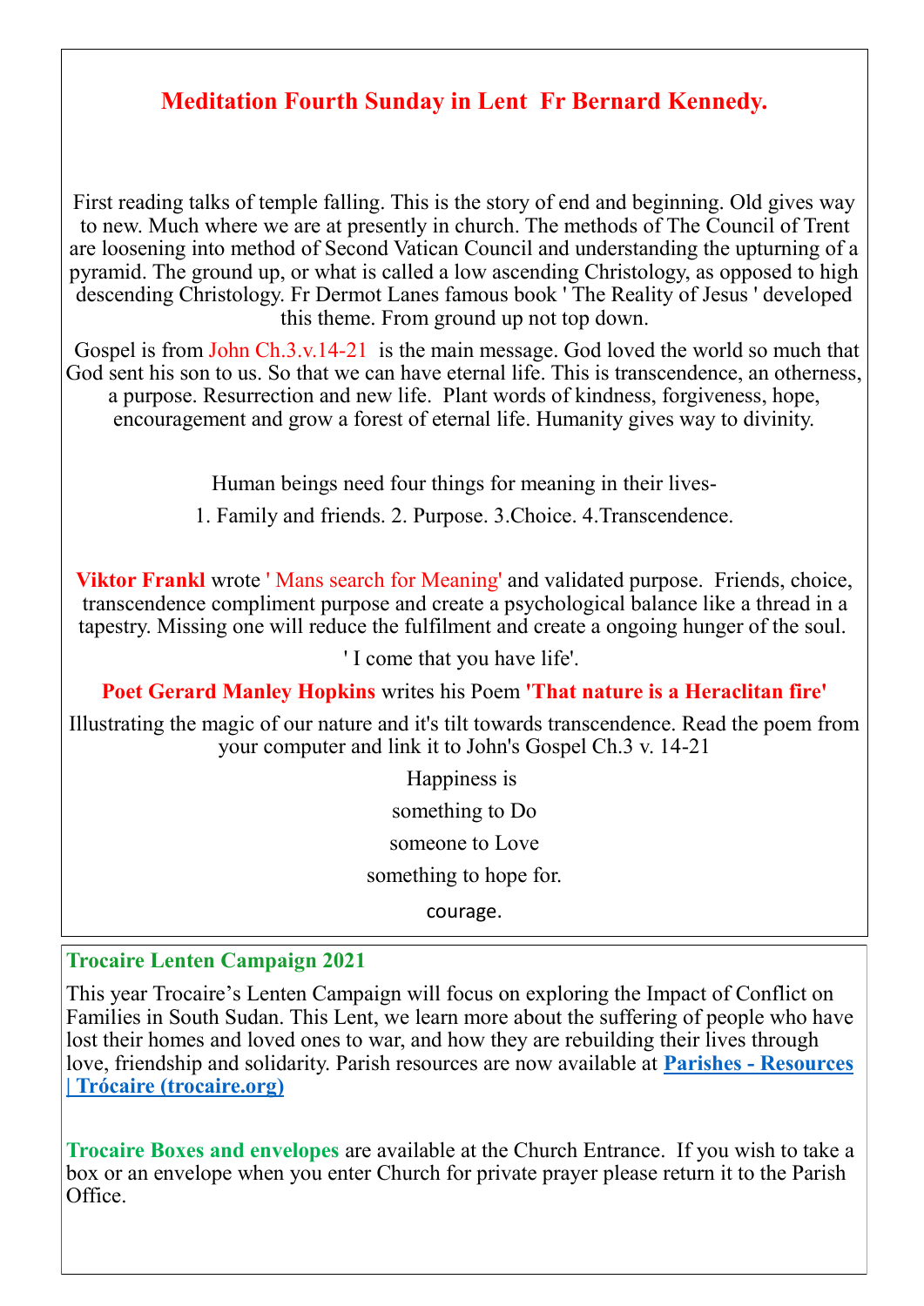## Meditation Fourth Sunday in Lent Fr Bernard Kennedy.

First reading talks of temple falling. This is the story of end and beginning. Old gives way to new. Much where we are at presently in church. The methods of The Council of Trent are loosening into method of Second Vatican Council and understanding the upturning of a pyramid. The ground up, or what is called a low ascending Christology, as opposed to high descending Christology. Fr Dermot Lanes famous book ' The Reality of Jesus ' developed this theme. From ground up not top down.

Gospel is from John Ch.3.v.14-21 is the main message. God loved the world so much that God sent his son to us. So that we can have eternal life. This is transcendence, an otherness, a purpose. Resurrection and new life. Plant words of kindness, forgiveness, hope, encouragement and grow a forest of eternal life. Humanity gives way to divinity.

Human beings need four things for meaning in their lives-

1. Family and friends. 2. Purpose. 3.Choice. 4.Transcendence.

**Viktor Frankl** wrote ' Mans search for Meaning' and validated purpose. Friends, choice, transcendence compliment purpose and create a psychological balance like a thread in a tapestry. Missing one will reduce the fulfilment and create a ongoing hunger of the soul.

' I come that you have life'.

**Poet Gerard Manley Hopkins** writes his Poem **'That nature is a Heraclitan fire'**

Illustrating the magic of our nature and it's tilt towards transcendence. Read the poem from your computer and link it to John's Gospel Ch.3 v. 14-21

Happiness is

something to Do

someone to Love

something to hope for.

courage.

**Trocaire Lenten Campaign 2021**

This year Trocaire's Lenten Campaign will focus on exploring the Impact of Conflict on Families in South Sudan. This Lent, we learn more about the suffering of people who have lost their homes and loved ones to war, and how they are rebuilding their lives through love, friendship and solidarity. Parish resources are now available at **Parishes - Resources | Trócaire (trocaire.org)**

**Trocaire Boxes and envelopes** are available at the Church Entrance. If you wish to take a box or an envelope when you enter Church for private prayer please return it to the Parish Office.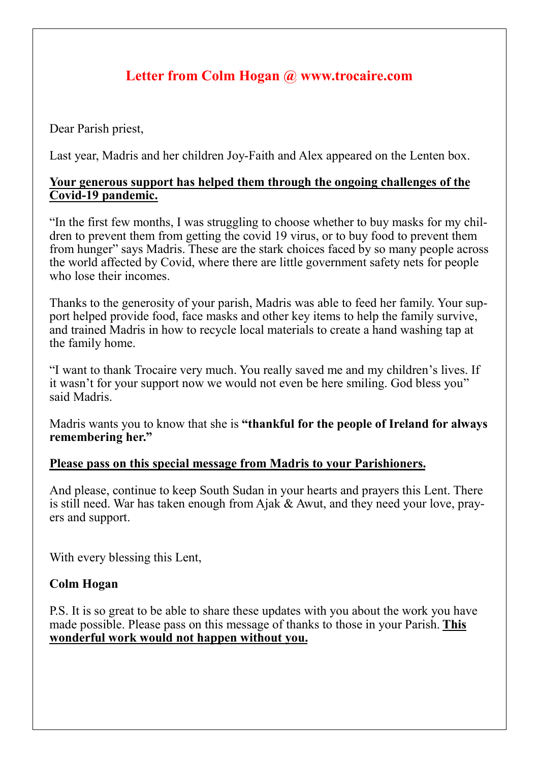# Letter from Colm Hogan @ www.trocaire.com

Dear Parish priest,

Last year, Madris and her children Joy-Faith and Alex appeared on the Lenten box.

<u>**Your generous support has helped them through the ongoing challenges of the Covid-19 pandemic.**</u>

"In the first few months, I was struggling to choose whether to buy masks for my children to prevent them from getting the covid 19 virus, or to buy food to prevent them from hunger" says Madris. These are the stark choices faced by so many people across the world affected by Covid, where there are little government safety nets for people who lose their incomes.

Thanks to the generosity of your parish, Madris was able to feed her family. Your support helped provide food, face masks and other key items to help the family survive, and trained Madris in how to recycle local materials to create a hand washing tap at the family home.

"I want to thank Trocaire very much. You really saved me and my children's lives. If it wasn't for your support now we would not even be here smiling. God bless you" said Madris.

Madris wants you to know that she is **"thankful for the people of Ireland for always remembering her."**

<u>**Please pass on this special message from Madris to your Parishioners.**</u>

And please, continue to keep South Sudan in your hearts and prayers this Lent. There is still need. War has taken enough from Ajak & Awut, and they need your love, prayers and support.

With every blessing this Lent,

**Colm Hogan**

P.S. It is so great to be able to share these updates with you about the work you have made possible. Please pass on this message of thanks to those in your Parish. <u>**This wonderful work would not happen without you.**</u>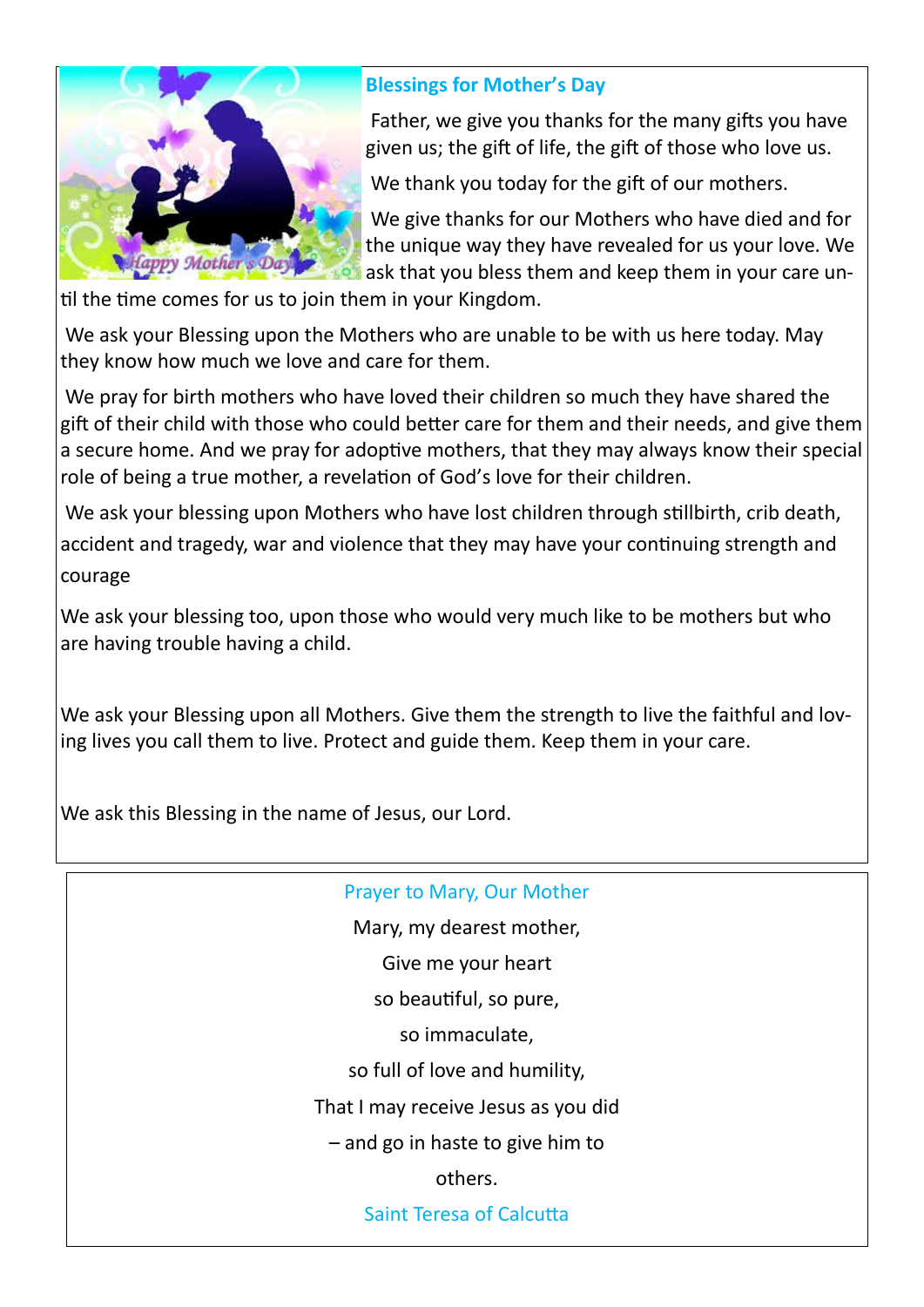## Blessings for Mother's Day

Father, we give you thanks for the many gifts you have given us; the gift of life, the gift of those who love us.

We thank you today for the gift of our mothers.

We give thanks for our Mothers who have died and for the unique way they have revealed for us your love. We ask that you bless them and keep them in your care until the time comes for us to join them in your Kingdom.

We ask your Blessing upon the Mothers who are unable to be with us here today. May they know how much we love and care for them.

We pray for birth mothers who have loved their children so much they have shared the gift of their child with those who could better care for them and their needs, and give them a secure home. And we pray for adoptive mothers, that they may always know their special role of being a true mother, a revelation of God's love for their children.

We ask your blessing upon Mothers who have lost children through stillbirth, crib death, accident and tragedy, war and violence that they may have your continuing strength and courage

We ask your blessing too, upon those who would very much like to be mothers but who are having trouble having a child.

We ask your Blessing upon all Mothers. Give them the strength to live the faithful and loving lives you call them to live. Protect and guide them. Keep them in your care.

We ask this Blessing in the name of Jesus, our Lord.

## Prayer to Mary, Our Mother

Mary, my dearest mother,

Give me your heart

so beautiful, so pure,

so immaculate,

so full of love and humility,

That I may receive Jesus as you did

– and go in haste to give him to

others.

Saint Teresa of Calcutta